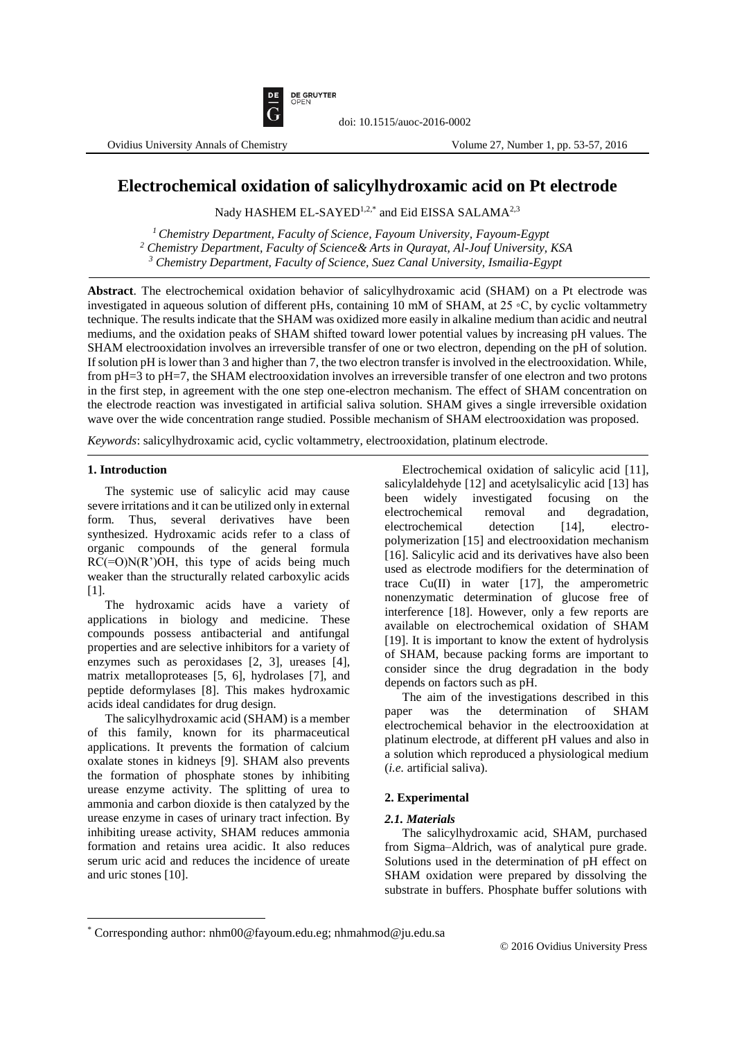# Electrochemical oxidation of salicylhydroxamic acid on Pt electrode

Nady HASHEM EL-SAYED[1,2,*] and Eid EISSA SALAMA[2,3]

[1] *Chemistry Department, Faculty of Science, Fayoum University, Fayoum-Egypt*
[2] *Chemistry Department, Faculty of Science& Arts in Qurayat, Al-Jouf University, KSA*
[3] *Chemistry Department, Faculty of Science, Suez Canal University, Ismailia-Egypt*

**Abstract**. The electrochemical oxidation behavior of salicylhydroxamic acid (SHAM) on a Pt electrode was investigated in aqueous solution of different pHs, containing 10 mM of SHAM, at 25 ◦C, by cyclic voltammetry technique. The results indicate that the SHAM was oxidized more easily in alkaline medium than acidic and neutral mediums, and the oxidation peaks of SHAM shifted toward lower potential values by increasing pH values. The SHAM electrooxidation involves an irreversible transfer of one or two electron, depending on the pH of solution. If solution pH is lower than 3 and higher than 7, the two electron transfer is involved in the electrooxidation. While, from pH=3 to pH=7, the SHAM electrooxidation involves an irreversible transfer of one electron and two protons in the first step, in agreement with the one step one-electron mechanism. The effect of SHAM concentration on the electrode reaction was investigated in artificial saliva solution. SHAM gives a single irreversible oxidation wave over the wide concentration range studied. Possible mechanism of SHAM electrooxidation was proposed.

*Keywords*: salicylhydroxamic acid, cyclic voltammetry, electrooxidation, platinum electrode.

## 1. Introduction

The systemic use of salicylic acid may cause severe irritations and it can be utilized only in external form. Thus, several derivatives have been synthesized. Hydroxamic acids refer to a class of organic compounds of the general formula RC(=O)N(R')OH, this type of acids being much weaker than the structurally related carboxylic acids [1].

The hydroxamic acids have a variety of applications in biology and medicine. These compounds possess antibacterial and antifungal properties and are selective inhibitors for a variety of enzymes such as peroxidases [2, 3], ureases [4], matrix metalloproteases [5, 6], hydrolases [7], and peptide deformylases [8]. This makes hydroxamic acids ideal candidates for drug design.

The salicylhydroxamic acid (SHAM) is a member of this family, known for its pharmaceutical applications. It prevents the formation of calcium oxalate stones in kidneys [9]. SHAM also prevents the formation of phosphate stones by inhibiting urease enzyme activity. The splitting of urea to ammonia and carbon dioxide is then catalyzed by the urease enzyme in cases of urinary tract infection. By inhibiting urease activity, SHAM reduces ammonia formation and retains urea acidic. It also reduces serum uric acid and reduces the incidence of ureate and uric stones [10].

Electrochemical oxidation of salicylic acid [11], salicylaldehyde [12] and acetylsalicylic acid [13] has been widely investigated focusing on the electrochemical removal and degradation, electrochemical detection [14], electro-polymerization [15] and electrooxidation mechanism [16]. Salicylic acid and its derivatives have also been used as electrode modifiers for the determination of trace Cu(II) in water [17], the amperometric nonenzymatic determination of glucose free of interference [18]. However, only a few reports are available on electrochemical oxidation of SHAM [19]. It is important to know the extent of hydrolysis of SHAM, because packing forms are important to consider since the drug degradation in the body depends on factors such as pH.

The aim of the investigations described in this paper was the determination of SHAM electrochemical behavior in the electrooxidation at platinum electrode, at different pH values and also in a solution which reproduced a physiological medium (*i.e.* artificial saliva).

## 2. Experimental

### *2.1. Materials*

The salicylhydroxamic acid, SHAM, purchased from Sigma–Aldrich, was of analytical pure grade. Solutions used in the determination of pH effect on SHAM oxidation were prepared by dissolving the substrate in buffers. Phosphate buffer solutions with

---

* Corresponding author: nhm00@fayoum.edu.eg; nhmahmod@ju.edu.sa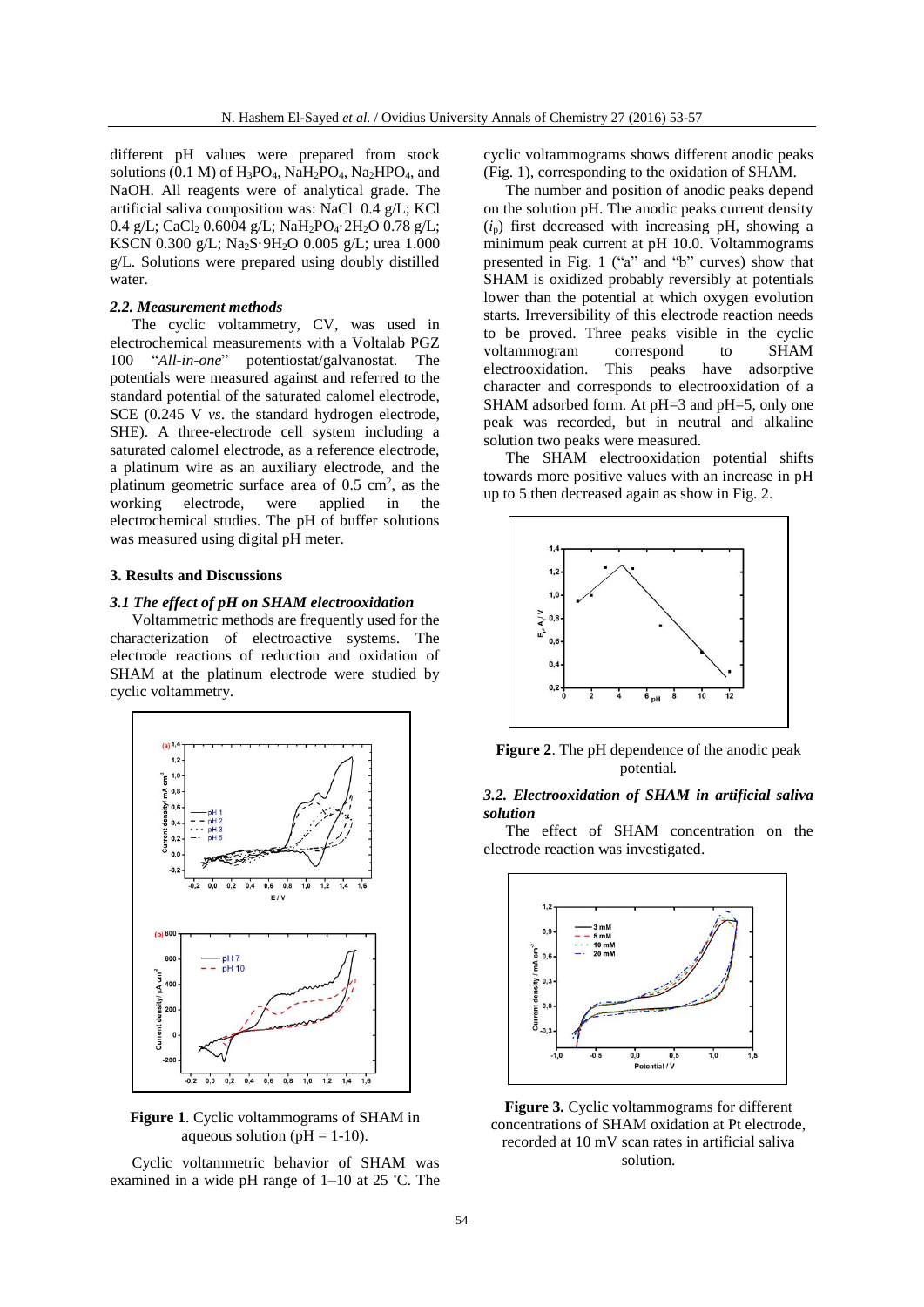different pH values were prepared from stock solutions (0.1 M) of $H_3PO_4$, $NaH_2PO_4$, $Na_2HPO_4$, and NaOH. All reagents were of analytical grade. The artificial saliva composition was: NaCl 0.4 g/L; KCl 0.4 g/L; $CaCl_2$ 0.6004 g/L; $NaH_2PO_4 \cdot 2H_2O$ 0.78 g/L; KSCN 0.300 g/L; $Na_2S \cdot 9H_2O$ 0.005 g/L; urea 1.000 g/L. Solutions were prepared using doubly distilled water.

### *2.2. Measurement methods*

The cyclic voltammetry, CV, was used in electrochemical measurements with a Voltalab PGZ 100 "*All-in-one*" potentiostat/galvanostat. The potentials were measured against and referred to the standard potential of the saturated calomel electrode, SCE (0.245 V *vs*. the standard hydrogen electrode, SHE). A three-electrode cell system including a saturated calomel electrode, as a reference electrode, a platinum wire as an auxiliary electrode, and the platinum geometric surface area of 0.5 $cm^2$, as the working electrode, were applied in the electrochemical studies. The pH of buffer solutions was measured using digital pH meter.

## 3. Results and Discussions

### *3.1 The effect of pH on SHAM electrooxidation*

Voltammetric methods are frequently used for the characterization of electroactive systems. The electrode reactions of reduction and oxidation of SHAM at the platinum electrode were studied by cyclic voltammetry.

**Figure 1**. Cyclic voltammograms of SHAM in aqueous solution (pH = 1-10).

Cyclic voltammetric behavior of SHAM was examined in a wide pH range of 1–10 at 25 °C. The cyclic voltammograms shows different anodic peaks (Fig. 1), corresponding to the oxidation of SHAM.

The number and position of anodic peaks depend on the solution pH. The anodic peaks current density ($i_p$) first decreased with increasing pH, showing a minimum peak current at pH 10.0. Voltammograms presented in Fig. 1 ("a" and "b" curves) show that SHAM is oxidized probably reversibly at potentials lower than the potential at which oxygen evolution starts. Irreversibility of this electrode reaction needs to be proved. Three peaks visible in the cyclic voltammogram correspond to SHAM electrooxidation. This peaks have adsorptive character and corresponds to electrooxidation of a SHAM adsorbed form. At pH=3 and pH=5, only one peak was recorded, but in neutral and alkaline solution two peaks were measured.

The SHAM electrooxidation potential shifts towards more positive values with an increase in pH up to 5 then decreased again as show in Fig. 2.

**Figure 2**. The pH dependence of the anodic peak potential.

### *3.2. Electrooxidation of SHAM in artificial saliva solution*

The effect of SHAM concentration on the electrode reaction was investigated.

**Figure 3.** Cyclic voltammograms for different concentrations of SHAM oxidation at Pt electrode, recorded at 10 mV scan rates in artificial saliva solution.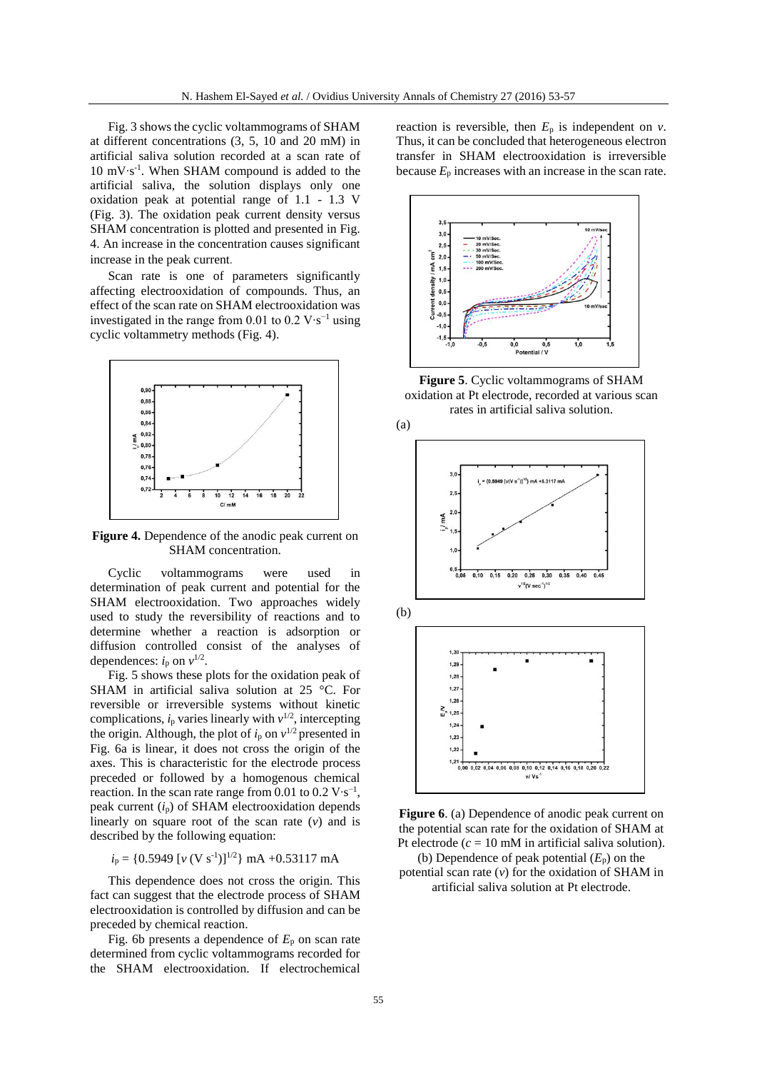Fig. 3 shows the cyclic voltammograms of SHAM at different concentrations (3, 5, 10 and 20 mM) in artificial saliva solution recorded at a scan rate of 10 $mV{\cdot}s^{-1}$. When SHAM compound is added to the artificial saliva, the solution displays only one oxidation peak at potential range of 1.1 - 1.3 V (Fig. 3). The oxidation peak current density versus SHAM concentration is plotted and presented in Fig. 4. An increase in the concentration causes significant increase in the peak current.

Scan rate is one of parameters significantly affecting electrooxidation of compounds. Thus, an effect of the scan rate on SHAM electrooxidation was investigated in the range from 0.01 to 0.2 $V{\cdot}s^{-1}$ using cyclic voltammetry methods (Fig. 4).

**Figure 4.** Dependence of the anodic peak current on SHAM concentration.

Cyclic voltammograms were used in determination of peak current and potential for the SHAM electrooxidation. Two approaches widely used to study the reversibility of reactions and to determine whether a reaction is adsorption or diffusion controlled consist of the analyses of dependences: $i_p$ on $v^{1/2}$.

Fig. 5 shows these plots for the oxidation peak of SHAM in artificial saliva solution at 25 °C. For reversible or irreversible systems without kinetic complications, $i_p$ varies linearly with $v^{1/2}$, intercepting the origin. Although, the plot of $i_p$ on $v^{1/2}$ presented in Fig. 6a is linear, it does not cross the origin of the axes. This is characteristic for the electrode process preceded or followed by a homogenous chemical reaction. In the scan rate range from 0.01 to 0.2 $V{\cdot}s^{-1}$, peak current ($i_p$) of SHAM electrooxidation depends linearly on square root of the scan rate ($v$) and is described by the following equation:

$$i_p = \{0.5949\ [v\ (V\ s^{-1})]^{1/2}\}\ mA + 0.53117\ mA$$

This dependence does not cross the origin. This fact can suggest that the electrode process of SHAM electrooxidation is controlled by diffusion and can be preceded by chemical reaction.

Fig. 6b presents a dependence of $E_p$ on scan rate determined from cyclic voltammograms recorded for the SHAM electrooxidation. If electrochemical reaction is reversible, then $E_p$ is independent on $v$. Thus, it can be concluded that heterogeneous electron transfer in SHAM electrooxidation is irreversible because $E_p$ increases with an increase in the scan rate.

**Figure 5**. Cyclic voltammograms of SHAM oxidation at Pt electrode, recorded at various scan rates in artificial saliva solution.

**Figure 6**. (a) Dependence of anodic peak current on the potential scan rate for the oxidation of SHAM at Pt electrode ($c$ = 10 mM in artificial saliva solution). (b) Dependence of peak potential ($E_p$) on the potential scan rate ($v$) for the oxidation of SHAM in artificial saliva solution at Pt electrode.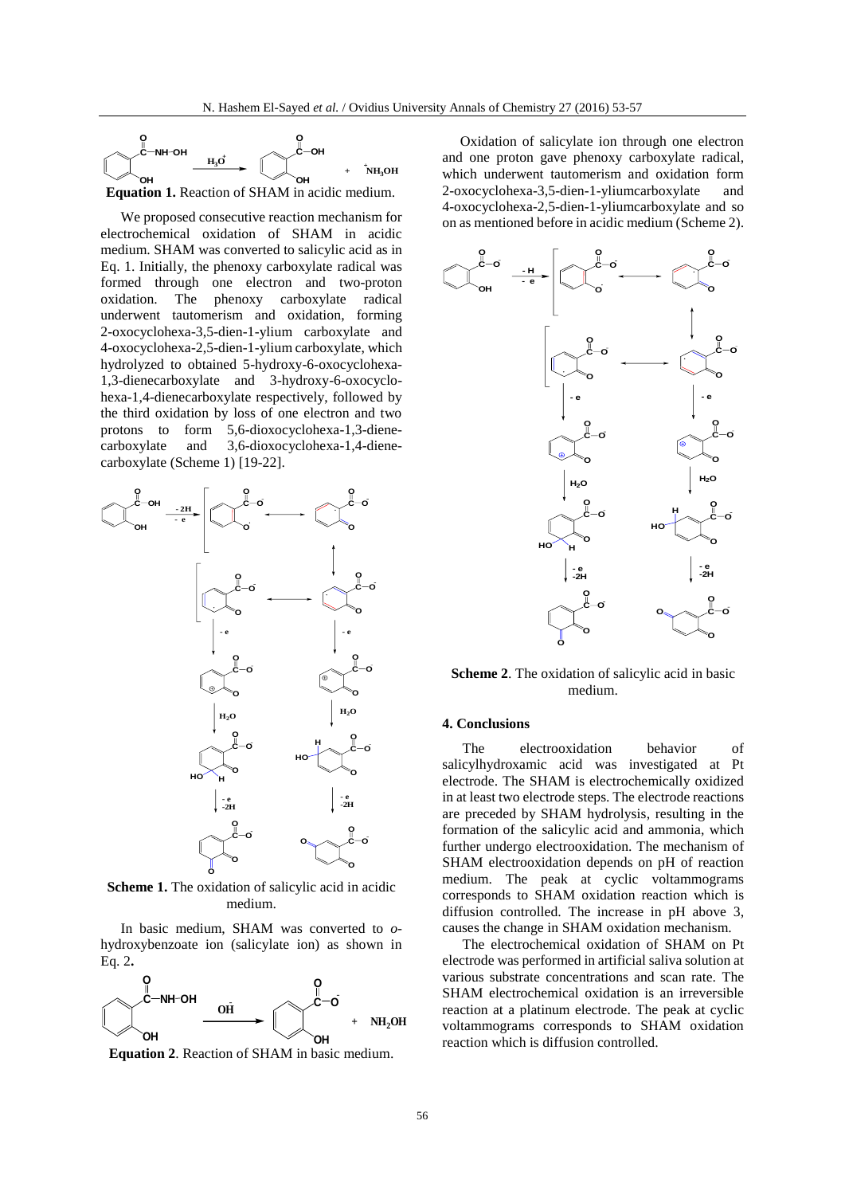**Equation 1.** Reaction of SHAM in acidic medium.

We proposed consecutive reaction mechanism for electrochemical oxidation of SHAM in acidic medium. SHAM was converted to salicylic acid as in Eq. 1. Initially, the phenoxy carboxylate radical was formed through one electron and two-proton oxidation. The phenoxy carboxylate radical underwent tautomerism and oxidation, forming 2-oxocyclohexa-3,5-diene-1-ylium carboxylate and 4-oxocyclohexa-2,5-dien-1-ylium carboxylate, which hydrolyzed to obtained 5-hydroxy-6-oxocyclohexa-1,3-dienecarboxylate and 3-hydroxy-6-oxocyclohexa-1,4-dienecarboxylate respectively, followed by the third oxidation by loss of one electron and two protons to form 5,6-dioxocyclohexa-1,3-dienecarboxylate and 3,6-dioxocyclohexa-1,4-dienecarboxylate (Scheme 1) [19-22].

**Scheme 1.** The oxidation of salicylic acid in acidic medium.

In basic medium, SHAM was converted to *o*-hydroxybenzoate ion (salicylate ion) as shown in Eq. 2**.**

**Equation 2**. Reaction of SHAM in basic medium.

Oxidation of salicylate ion through one electron and one proton gave phenoxy carboxylate radical, which underwent tautomerism and oxidation form 2-oxocyclohexa-3,5-dien-1-yliumcarboxylate and 4-oxocyclohexa-2,5-dien-1-yliumcarboxylate and so on as mentioned before in acidic medium (Scheme 2).

**Scheme 2**. The oxidation of salicylic acid in basic medium.

## 4. Conclusions

The electrooxidation behavior of salicylhydroxamic acid was investigated at Pt electrode. The SHAM is electrochemically oxidized in at least two electrode steps. The electrode reactions are preceded by SHAM hydrolysis, resulting in the formation of the salicylic acid and ammonia, which further undergo electrooxidation. The mechanism of SHAM electrooxidation depends on pH of reaction medium. The peak at cyclic voltammograms corresponds to SHAM oxidation reaction which is diffusion controlled. The increase in pH above 3, causes the change in SHAM oxidation mechanism.

The electrochemical oxidation of SHAM on Pt electrode was performed in artificial saliva solution at various substrate concentrations and scan rate. The SHAM electrochemical oxidation is an irreversible reaction at a platinum electrode. The peak at cyclic voltammograms corresponds to SHAM oxidation reaction which is diffusion controlled.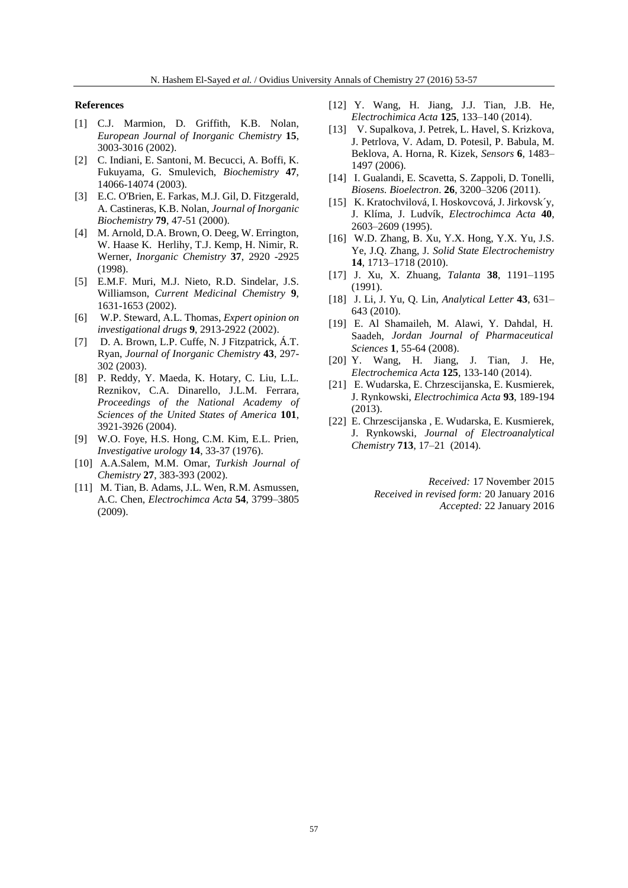### References

[1] C.J. Marmion, D. Griffith, K.B. Nolan, *European Journal of Inorganic Chemistry* **15**, 3003-3016 (2002).

[2] C. Indiani, E. Santoni, M. Becucci, A. Boffi, K. Fukuyama, G. Smulevich, *Biochemistry* **47**, 14066-14074 (2003).

[3] E.C. O'Brien, E. Farkas, M.J. Gil, D. Fitzgerald, A. Castineras, K.B. Nolan, *Journal of Inorganic Biochemistry* **79**, 47-51 (2000).

[4] M. Arnold, D.A. Brown, O. Deeg, W. Errington, W. Haase K. Herlihy, T.J. Kemp, H. Nimir, R. Werner, *Inorganic Chemistry* **37**, 2920 -2925 (1998).

[5] E.M.F. Muri, M.J. Nieto, R.D. Sindelar, J.S. Williamson, *Current Medicinal Chemistry* **9**, 1631-1653 (2002).

[6] W.P. Steward, A.L. Thomas, *Expert opinion on investigational drugs* **9**, 2913-2922 (2002).

[7] D. A. Brown, L.P. Cuffe, N. J Fitzpatrick, Á.T. Ryan, *Journal of Inorganic Chemistry* **43**, 297-302 (2003).

[8] P. Reddy, Y. Maeda, K. Hotary, C. Liu, L.L. Reznikov, C.A. Dinarello, J.L.M. Ferrara, *Proceedings of the National Academy of Sciences of the United States of America* **101**, 3921-3926 (2004).

[9] W.O. Foye, H.S. Hong, C.M. Kim, E.L. Prien, *Investigative urology* **14**, 33-37 (1976).

[10] A.A.Salem, M.M. Omar, *Turkish Journal of Chemistry* **27**, 383-393 (2002).

[11] M. Tian, B. Adams, J.L. Wen, R.M. Asmussen, A.C. Chen, *Electrochimca Acta* **54**, 3799–3805 (2009).

[12] Y. Wang, H. Jiang, J.J. Tian, J.B. He, *Electrochimica Acta* **125**, 133–140 (2014).

[13] V. Supalkova, J. Petrek, L. Havel, S. Krizkova, J. Petrlova, V. Adam, D. Potesil, P. Babula, M. Beklova, A. Horna, R. Kizek, *Sensors* **6**, 1483–1497 (2006).

[14] I. Gualandi, E. Scavetta, S. Zappoli, D. Tonelli, *Biosens. Bioelectron*. **26**, 3200–3206 (2011).

[15] K. Kratochvilová, I. Hoskovcová, J. Jirkovsk´y, J. Klíma, J. Ludvík, *Electrochimca Acta* **40**, 2603–2609 (1995).

[16] W.D. Zhang, B. Xu, Y.X. Hong, Y.X. Yu, J.S. Ye, J.Q. Zhang, J. *Solid State Electrochemistry* **14**, 1713–1718 (2010).

[17] J. Xu, X. Zhuang, *Talanta* **38**, 1191–1195 (1991).

[18] J. Li, J. Yu, Q. Lin, *Analytical Letter* **43**, 631–643 (2010).

[19] E. Al Shamaileh, M. Alawi, Y. Dahdal, H. Saadeh, *Jordan Journal of Pharmaceutical Sciences* **1**, 55-64 (2008).

[20] Y. Wang, H. Jiang, J. Tian, J. He, *Electrochemica Acta* **125**, 133-140 (2014).

[21] E. Wudarska, E. Chrzescijanska, E. Kusmierek, J. Rynkowski, *Electrochimica Acta* **93**, 189-194 (2013).

[22] E. Chrzescijanska , E. Wudarska, E. Kusmierek, J. Rynkowski, *Journal of Electroanalytical Chemistry* **713**, 17–21 (2014).

*Received:* 17 November 2015
*Received in revised form:* 20 January 2016
*Accepted:* 22 January 2016